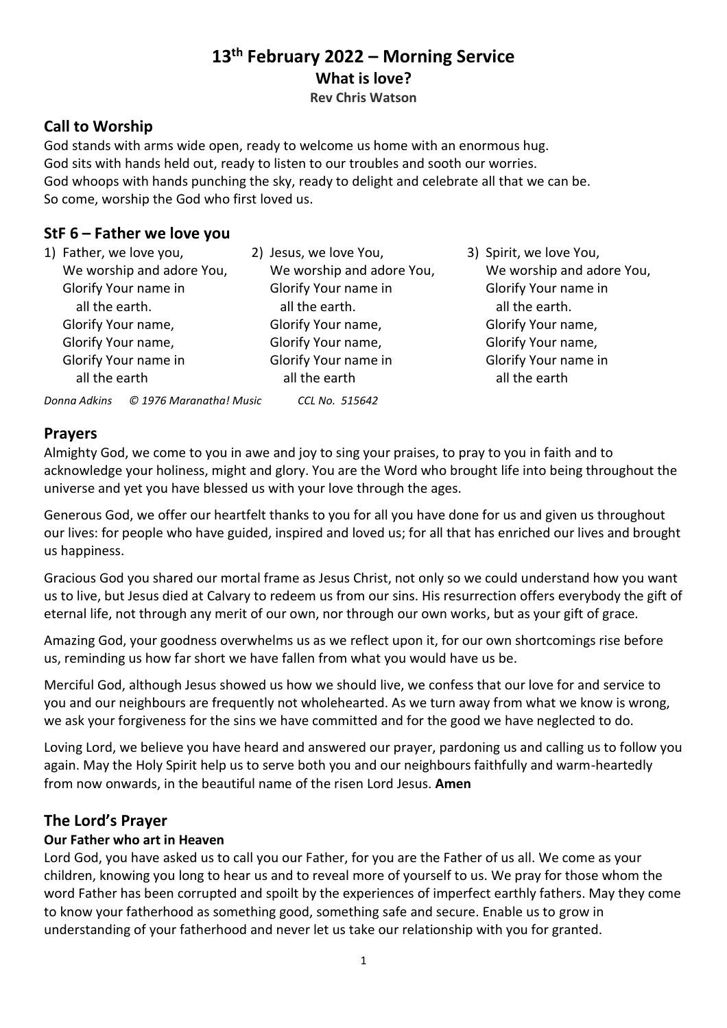# 13th February 2022 – Morning Service

**What is love?**

**Rev Chris Watson**

## Call to Worship

God stands with arms wide open, ready to welcome us home with an enormous hug.
God sits with hands held out, ready to listen to our troubles and sooth our worries.
God whoops with hands punching the sky, ready to delight and celebrate all that we can be.
So come, worship the God who first loved us.

## StF 6 – Father we love you

1) Father, we love you,
   We worship and adore You,
   Glorify Your name in
   all the earth.
   Glorify Your name,
   Glorify Your name,
   Glorify Your name in
   all the earth

2) Jesus, we love You,
   We worship and adore You,
   Glorify Your name in
   all the earth.
   Glorify Your name,
   Glorify Your name,
   Glorify Your name in
   all the earth

3) Spirit, we love You,
   We worship and adore You,
   Glorify Your name in
   all the earth.
   Glorify Your name,
   Glorify Your name,
   Glorify Your name in
   all the earth

*Donna Adkins © 1976 Maranatha! Music CCL No. 515642*

## Prayers

Almighty God, we come to you in awe and joy to sing your praises, to pray to you in faith and to acknowledge your holiness, might and glory. You are the Word who brought life into being throughout the universe and yet you have blessed us with your love through the ages.

Generous God, we offer our heartfelt thanks to you for all you have done for us and given us throughout our lives: for people who have guided, inspired and loved us; for all that has enriched our lives and brought us happiness.

Gracious God you shared our mortal frame as Jesus Christ, not only so we could understand how you want us to live, but Jesus died at Calvary to redeem us from our sins. His resurrection offers everybody the gift of eternal life, not through any merit of our own, nor through our own works, but as your gift of grace.

Amazing God, your goodness overwhelms us as we reflect upon it, for our own shortcomings rise before us, reminding us how far short we have fallen from what you would have us be.

Merciful God, although Jesus showed us how we should live, we confess that our love for and service to you and our neighbours are frequently not wholehearted. As we turn away from what we know is wrong, we ask your forgiveness for the sins we have committed and for the good we have neglected to do.

Loving Lord, we believe you have heard and answered our prayer, pardoning us and calling us to follow you again. May the Holy Spirit help us to serve both you and our neighbours faithfully and warm-heartedly from now onwards, in the beautiful name of the risen Lord Jesus. **Amen**

## The Lord's Prayer

### Our Father who art in Heaven

Lord God, you have asked us to call you our Father, for you are the Father of us all. We come as your children, knowing you long to hear us and to reveal more of yourself to us. We pray for those whom the word Father has been corrupted and spoilt by the experiences of imperfect earthly fathers. May they come to know your fatherhood as something good, something safe and secure. Enable us to grow in understanding of your fatherhood and never let us take our relationship with you for granted.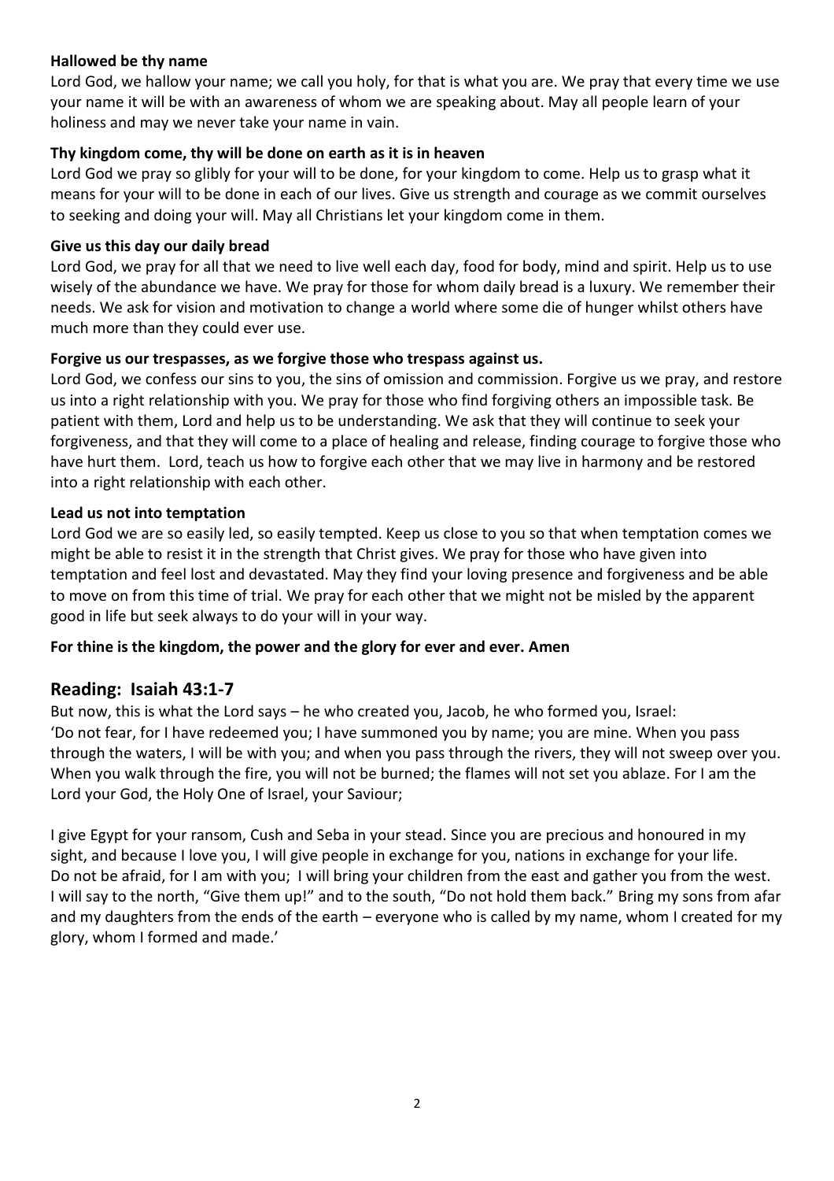**Hallowed be thy name**

Lord God, we hallow your name; we call you holy, for that is what you are. We pray that every time we use your name it will be with an awareness of whom we are speaking about. May all people learn of your holiness and may we never take your name in vain.

**Thy kingdom come, thy will be done on earth as it is in heaven**

Lord God we pray so glibly for your will to be done, for your kingdom to come. Help us to grasp what it means for your will to be done in each of our lives. Give us strength and courage as we commit ourselves to seeking and doing your will. May all Christians let your kingdom come in them.

**Give us this day our daily bread**

Lord God, we pray for all that we need to live well each day, food for body, mind and spirit. Help us to use wisely of the abundance we have. We pray for those for whom daily bread is a luxury. We remember their needs. We ask for vision and motivation to change a world where some die of hunger whilst others have much more than they could ever use.

**Forgive us our trespasses, as we forgive those who trespass against us.**

Lord God, we confess our sins to you, the sins of omission and commission. Forgive us we pray, and restore us into a right relationship with you. We pray for those who find forgiving others an impossible task. Be patient with them, Lord and help us to be understanding. We ask that they will continue to seek your forgiveness, and that they will come to a place of healing and release, finding courage to forgive those who have hurt them. Lord, teach us how to forgive each other that we may live in harmony and be restored into a right relationship with each other.

**Lead us not into temptation**

Lord God we are so easily led, so easily tempted. Keep us close to you so that when temptation comes we might be able to resist it in the strength that Christ gives. We pray for those who have given into temptation and feel lost and devastated. May they find your loving presence and forgiveness and be able to move on from this time of trial. We pray for each other that we might not be misled by the apparent good in life but seek always to do your will in your way.

**For thine is the kingdom, the power and the glory for ever and ever. Amen**

## Reading: Isaiah 43:1-7

But now, this is what the Lord says – he who created you, Jacob, he who formed you, Israel:
'Do not fear, for I have redeemed you; I have summoned you by name; you are mine. When you pass through the waters, I will be with you; and when you pass through the rivers, they will not sweep over you. When you walk through the fire, you will not be burned; the flames will not set you ablaze. For I am the Lord your God, the Holy One of Israel, your Saviour;

I give Egypt for your ransom, Cush and Seba in your stead. Since you are precious and honoured in my sight, and because I love you, I will give people in exchange for you, nations in exchange for your life. Do not be afraid, for I am with you; I will bring your children from the east and gather you from the west. I will say to the north, "Give them up!" and to the south, "Do not hold them back." Bring my sons from afar and my daughters from the ends of the earth – everyone who is called by my name, whom I created for my glory, whom I formed and made.'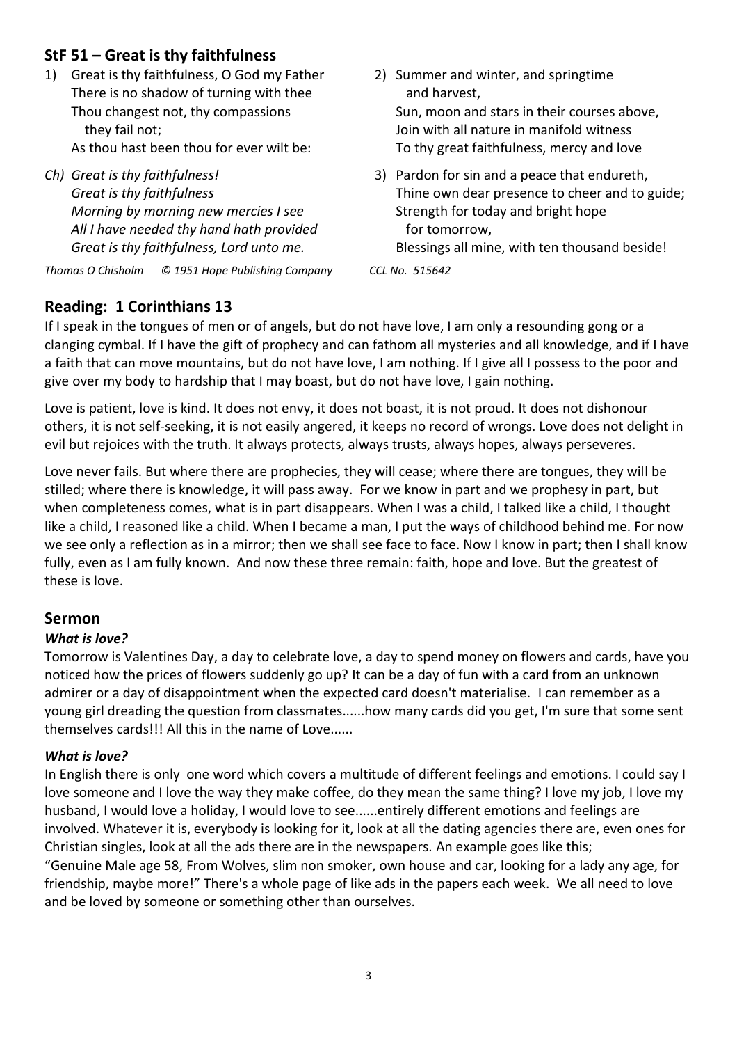## StF 51 – Great is thy faithfulness

1) Great is thy faithfulness, O God my Father
   There is no shadow of turning with thee
   Thou changest not, thy compassions
   they fail not;
   As thou hast been thou for ever wilt be:

*Ch) Great is thy faithfulness!*
*Great is thy faithfulness*
*Morning by morning new mercies I see*
*All I have needed thy hand hath provided*
*Great is thy faithfulness, Lord unto me.*

2) Summer and winter, and springtime
   and harvest,
   Sun, moon and stars in their courses above,
   Join with all nature in manifold witness
   To thy great faithfulness, mercy and love

3) Pardon for sin and a peace that endureth,
   Thine own dear presence to cheer and to guide;
   Strength for today and bright hope
   for tomorrow,
   Blessings all mine, with ten thousand beside!

*Thomas O Chisholm © 1951 Hope Publishing Company CCL No. 515642*

## Reading: 1 Corinthians 13

If I speak in the tongues of men or of angels, but do not have love, I am only a resounding gong or a clanging cymbal. If I have the gift of prophecy and can fathom all mysteries and all knowledge, and if I have a faith that can move mountains, but do not have love, I am nothing. If I give all I possess to the poor and give over my body to hardship that I may boast, but do not have love, I gain nothing.

Love is patient, love is kind. It does not envy, it does not boast, it is not proud. It does not dishonour others, it is not self-seeking, it is not easily angered, it keeps no record of wrongs. Love does not delight in evil but rejoices with the truth. It always protects, always trusts, always hopes, always perseveres.

Love never fails. But where there are prophecies, they will cease; where there are tongues, they will be stilled; where there is knowledge, it will pass away. For we know in part and we prophesy in part, but when completeness comes, what is in part disappears. When I was a child, I talked like a child, I thought like a child, I reasoned like a child. When I became a man, I put the ways of childhood behind me. For now we see only a reflection as in a mirror; then we shall see face to face. Now I know in part; then I shall know fully, even as I am fully known. And now these three remain: faith, hope and love. But the greatest of these is love.

## Sermon

### *What is love?*

Tomorrow is Valentines Day, a day to celebrate love, a day to spend money on flowers and cards, have you noticed how the prices of flowers suddenly go up? It can be a day of fun with a card from an unknown admirer or a day of disappointment when the expected card doesn't materialise. I can remember as a young girl dreading the question from classmates......how many cards did you get, I'm sure that some sent themselves cards!!! All this in the name of Love......

### *What is love?*

In English there is only one word which covers a multitude of different feelings and emotions. I could say I love someone and I love the way they make coffee, do they mean the same thing? I love my job, I love my husband, I would love a holiday, I would love to see......entirely different emotions and feelings are involved. Whatever it is, everybody is looking for it, look at all the dating agencies there are, even ones for Christian singles, look at all the ads there are in the newspapers. An example goes like this;
"Genuine Male age 58, From Wolves, slim non smoker, own house and car, looking for a lady any age, for friendship, maybe more!" There's a whole page of like ads in the papers each week. We all need to love and be loved by someone or something other than ourselves.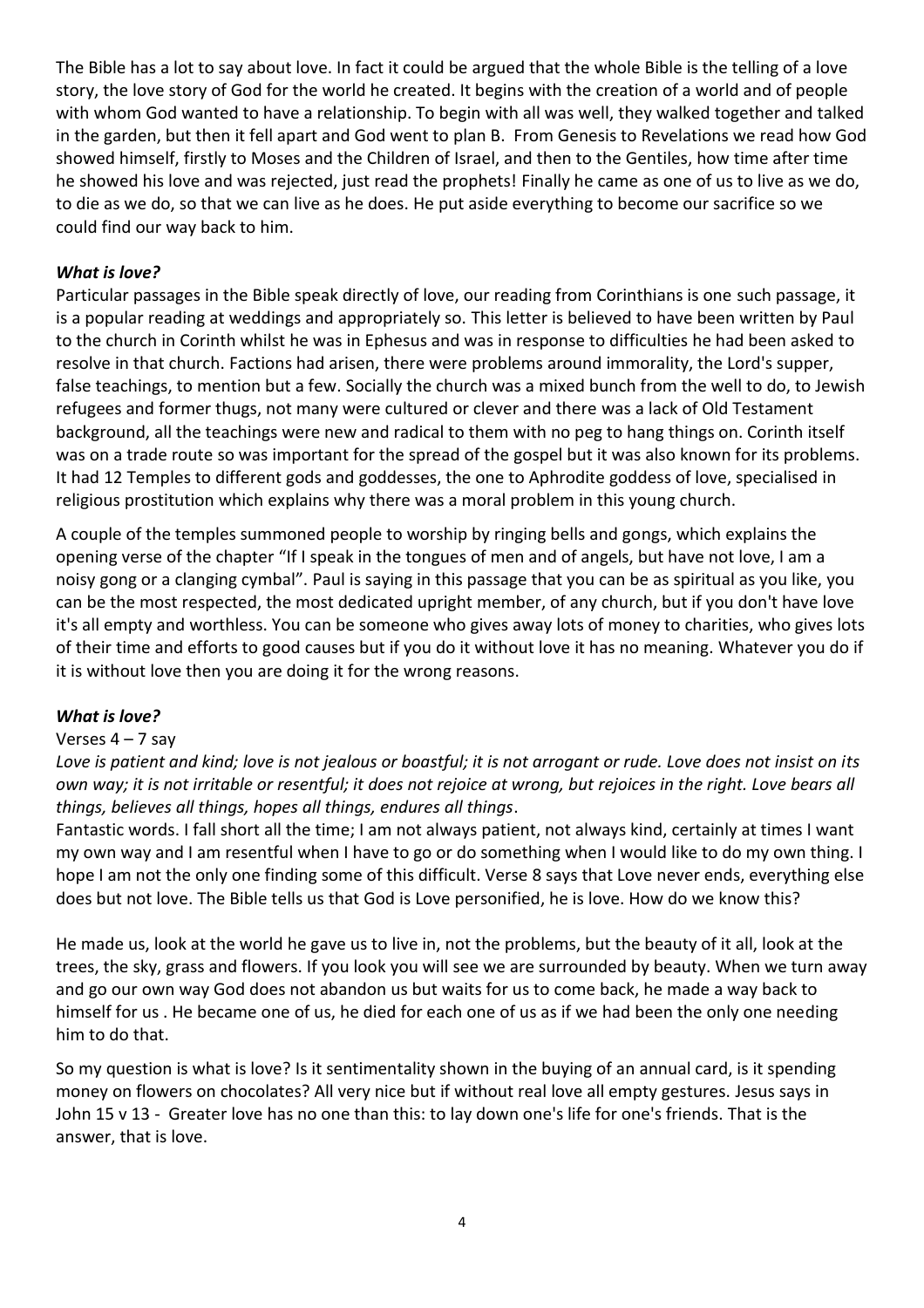The Bible has a lot to say about love. In fact it could be argued that the whole Bible is the telling of a love story, the love story of God for the world he created. It begins with the creation of a world and of people with whom God wanted to have a relationship. To begin with all was well, they walked together and talked in the garden, but then it fell apart and God went to plan B. From Genesis to Revelations we read how God showed himself, firstly to Moses and the Children of Israel, and then to the Gentiles, how time after time he showed his love and was rejected, just read the prophets! Finally he came as one of us to live as we do, to die as we do, so that we can live as he does. He put aside everything to become our sacrifice so we could find our way back to him.

***What is love?***

Particular passages in the Bible speak directly of love, our reading from Corinthians is one such passage, it is a popular reading at weddings and appropriately so. This letter is believed to have been written by Paul to the church in Corinth whilst he was in Ephesus and was in response to difficulties he had been asked to resolve in that church. Factions had arisen, there were problems around immorality, the Lord's supper, false teachings, to mention but a few. Socially the church was a mixed bunch from the well to do, to Jewish refugees and former thugs, not many were cultured or clever and there was a lack of Old Testament background, all the teachings were new and radical to them with no peg to hang things on. Corinth itself was on a trade route so was important for the spread of the gospel but it was also known for its problems. It had 12 Temples to different gods and goddesses, the one to Aphrodite goddess of love, specialised in religious prostitution which explains why there was a moral problem in this young church.

A couple of the temples summoned people to worship by ringing bells and gongs, which explains the opening verse of the chapter "If I speak in the tongues of men and of angels, but have not love, I am a noisy gong or a clanging cymbal". Paul is saying in this passage that you can be as spiritual as you like, you can be the most respected, the most dedicated upright member, of any church, but if you don't have love it's all empty and worthless. You can be someone who gives away lots of money to charities, who gives lots of their time and efforts to good causes but if you do it without love it has no meaning. Whatever you do if it is without love then you are doing it for the wrong reasons.

***What is love?***

Verses 4 – 7 say

*Love is patient and kind; love is not jealous or boastful; it is not arrogant or rude. Love does not insist on its own way; it is not irritable or resentful; it does not rejoice at wrong, but rejoices in the right. Love bears all things, believes all things, hopes all things, endures all things*.

Fantastic words. I fall short all the time; I am not always patient, not always kind, certainly at times I want my own way and I am resentful when I have to go or do something when I would like to do my own thing. I hope I am not the only one finding some of this difficult. Verse 8 says that Love never ends, everything else does but not love. The Bible tells us that God is Love personified, he is love. How do we know this?

He made us, look at the world he gave us to live in, not the problems, but the beauty of it all, look at the trees, the sky, grass and flowers. If you look you will see we are surrounded by beauty. When we turn away and go our own way God does not abandon us but waits for us to come back, he made a way back to himself for us . He became one of us, he died for each one of us as if we had been the only one needing him to do that.

So my question is what is love? Is it sentimentality shown in the buying of an annual card, is it spending money on flowers on chocolates? All very nice but if without real love all empty gestures. Jesus says in John 15 v 13 - Greater love has no one than this: to lay down one's life for one's friends. That is the answer, that is love.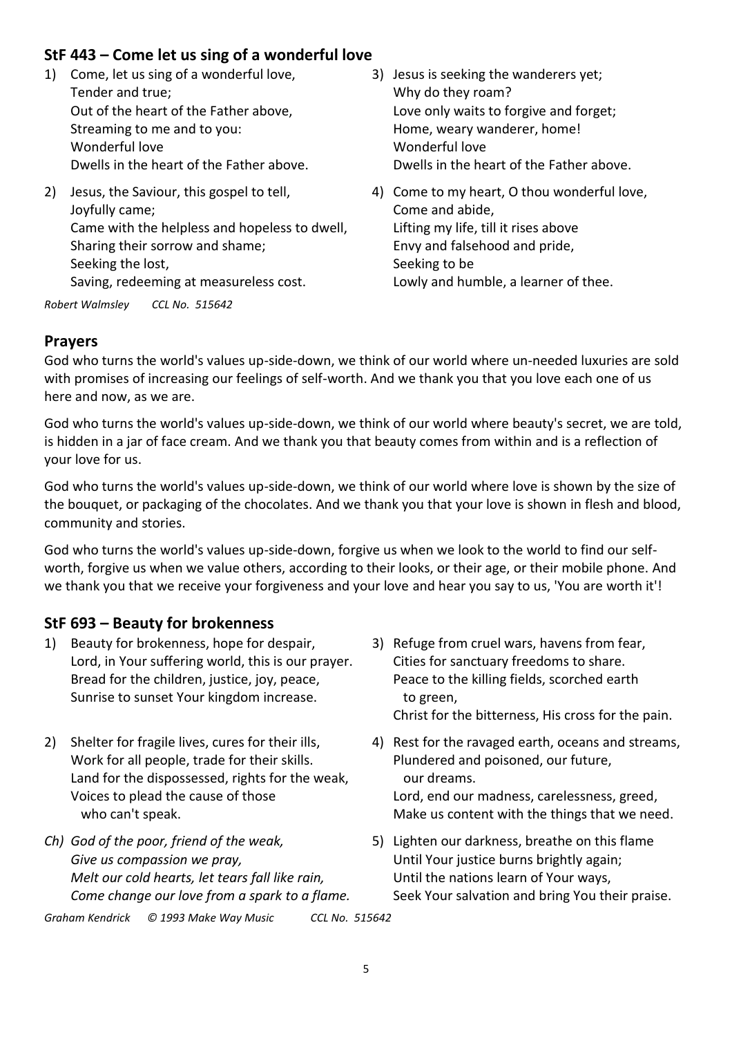## StF 443 – Come let us sing of a wonderful love

1) Come, let us sing of a wonderful love,
Tender and true;
Out of the heart of the Father above,
Streaming to me and to you:
Wonderful love
Dwells in the heart of the Father above.

2) Jesus, the Saviour, this gospel to tell,
Joyfully came;
Came with the helpless and hopeless to dwell,
Sharing their sorrow and shame;
Seeking the lost,
Saving, redeeming at measureless cost.

3) Jesus is seeking the wanderers yet;
Why do they roam?
Love only waits to forgive and forget;
Home, weary wanderer, home!
Wonderful love
Dwells in the heart of the Father above.

4) Come to my heart, O thou wonderful love,
Come and abide,
Lifting my life, till it rises above
Envy and falsehood and pride,
Seeking to be
Lowly and humble, a learner of thee.

*Robert Walmsley      CCL No. 515642*

## Prayers

God who turns the world's values up-side-down, we think of our world where un-needed luxuries are sold with promises of increasing our feelings of self-worth. And we thank you that you love each one of us here and now, as we are.

God who turns the world's values up-side-down, we think of our world where beauty's secret, we are told, is hidden in a jar of face cream. And we thank you that beauty comes from within and is a reflection of your love for us.

God who turns the world's values up-side-down, we think of our world where love is shown by the size of the bouquet, or packaging of the chocolates. And we thank you that your love is shown in flesh and blood, community and stories.

God who turns the world's values up-side-down, forgive us when we look to the world to find our self-worth, forgive us when we value others, according to their looks, or their age, or their mobile phone. And we thank you that we receive your forgiveness and your love and hear you say to us, 'You are worth it'!

## StF 693 – Beauty for brokenness

1) Beauty for brokenness, hope for despair,
Lord, in Your suffering world, this is our prayer.
Bread for the children, justice, joy, peace,
Sunrise to sunset Your kingdom increase.

2) Shelter for fragile lives, cures for their ills,
Work for all people, trade for their skills.
Land for the dispossessed, rights for the weak,
Voices to plead the cause of those
who can't speak.

*Ch) God of the poor, friend of the weak,*
*Give us compassion we pray,*
*Melt our cold hearts, let tears fall like rain,*
*Come change our love from a spark to a flame.*

3) Refuge from cruel wars, havens from fear,
Cities for sanctuary freedoms to share.
Peace to the killing fields, scorched earth
to green,
Christ for the bitterness, His cross for the pain.

4) Rest for the ravaged earth, oceans and streams,
Plundered and poisoned, our future,
our dreams.
Lord, end our madness, carelessness, greed,
Make us content with the things that we need.

5) Lighten our darkness, breathe on this flame
Until Your justice burns brightly again;
Until the nations learn of Your ways,
Seek Your salvation and bring You their praise.

*Graham Kendrick      © 1993 Make Way Music      CCL No. 515642*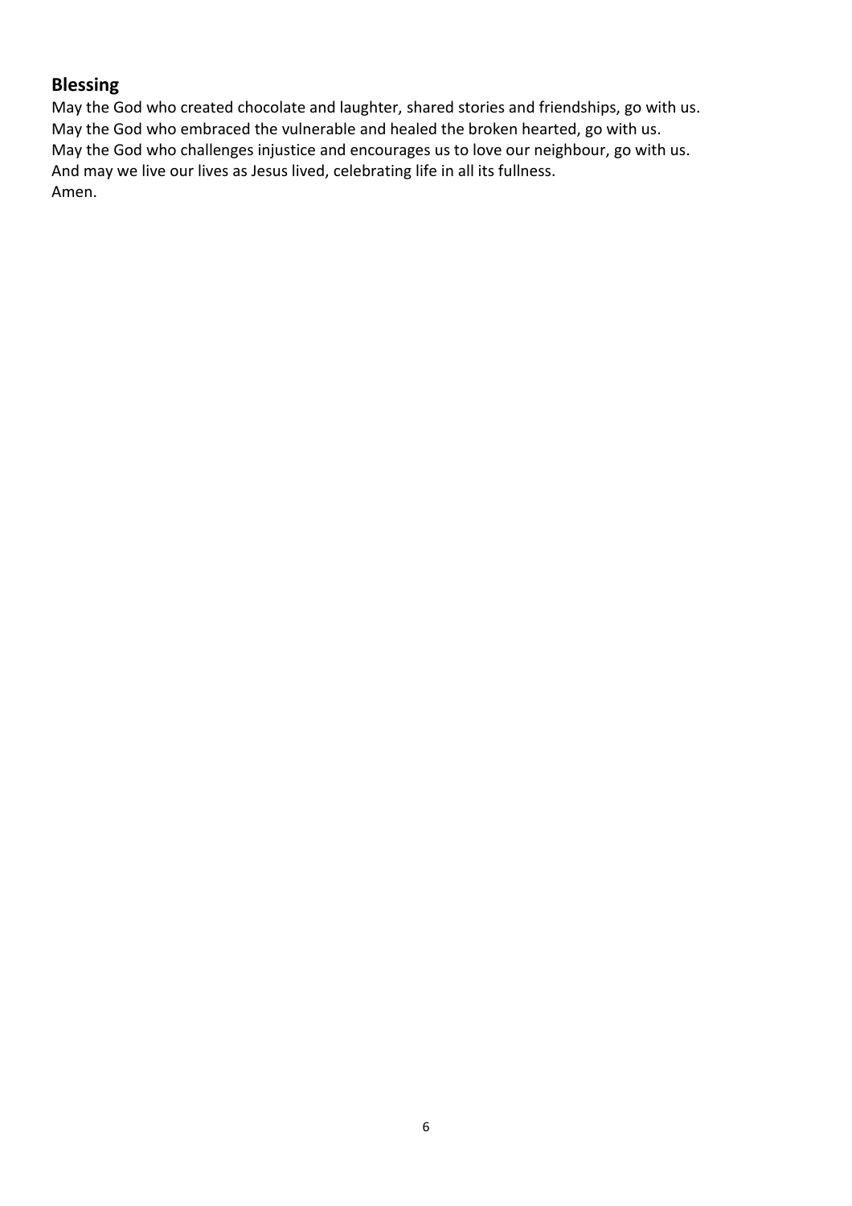## Blessing

May the God who created chocolate and laughter, shared stories and friendships, go with us.
May the God who embraced the vulnerable and healed the broken hearted, go with us.
May the God who challenges injustice and encourages us to love our neighbour, go with us.
And may we live our lives as Jesus lived, celebrating life in all its fullness.
Amen.